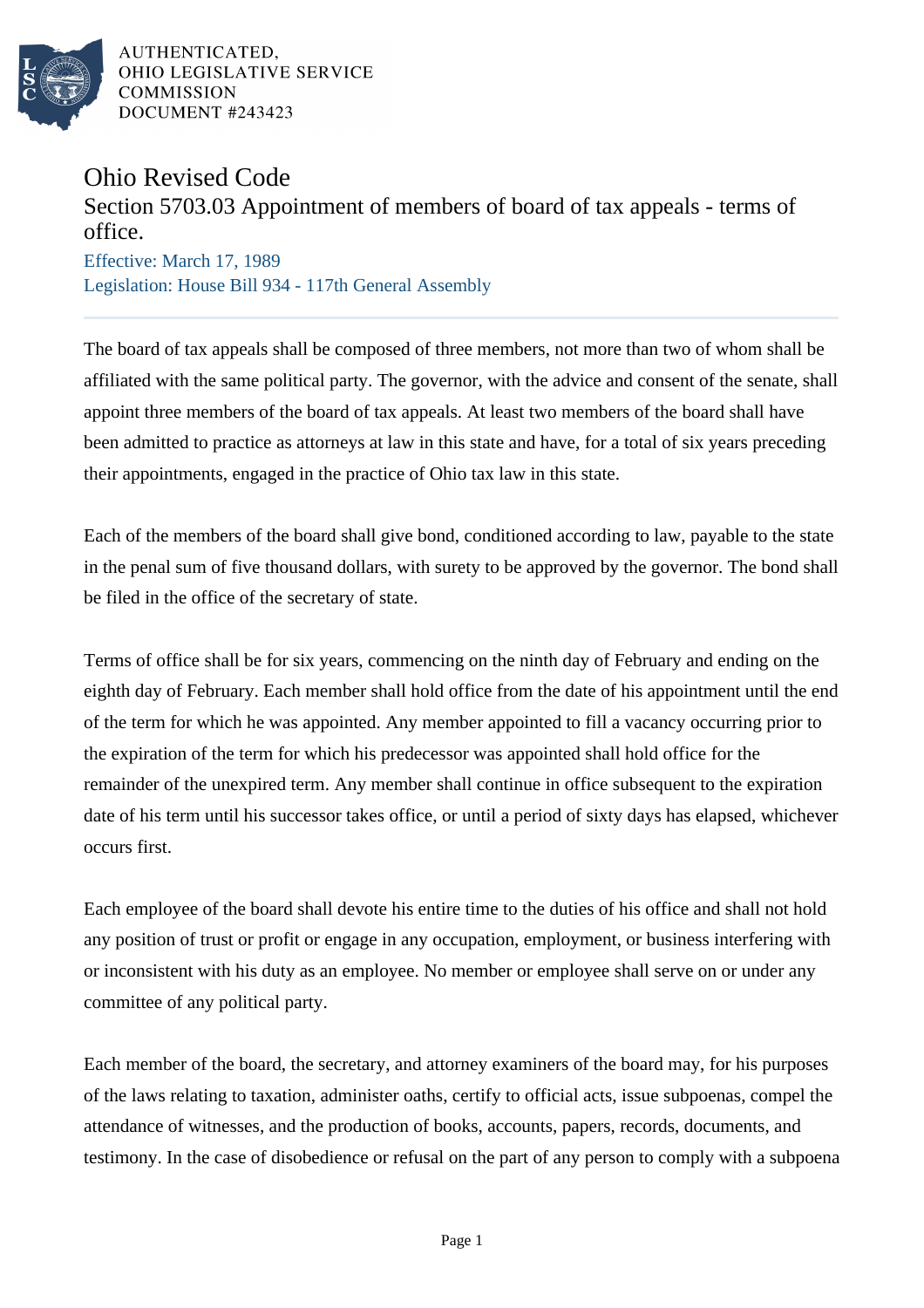AUTHENTICATED,
OHIO LEGISLATIVE SERVICE
COMMISSION
DOCUMENT #243423

# Ohio Revised Code

## Section 5703.03 Appointment of members of board of tax appeals - terms of office.

Effective: March 17, 1989
Legislation: House Bill 934 - 117th General Assembly

The board of tax appeals shall be composed of three members, not more than two of whom shall be affiliated with the same political party. The governor, with the advice and consent of the senate, shall appoint three members of the board of tax appeals. At least two members of the board shall have been admitted to practice as attorneys at law in this state and have, for a total of six years preceding their appointments, engaged in the practice of Ohio tax law in this state.

Each of the members of the board shall give bond, conditioned according to law, payable to the state in the penal sum of five thousand dollars, with surety to be approved by the governor. The bond shall be filed in the office of the secretary of state.

Terms of office shall be for six years, commencing on the ninth day of February and ending on the eighth day of February. Each member shall hold office from the date of his appointment until the end of the term for which he was appointed. Any member appointed to fill a vacancy occurring prior to the expiration of the term for which his predecessor was appointed shall hold office for the remainder of the unexpired term. Any member shall continue in office subsequent to the expiration date of his term until his successor takes office, or until a period of sixty days has elapsed, whichever occurs first.

Each employee of the board shall devote his entire time to the duties of his office and shall not hold any position of trust or profit or engage in any occupation, employment, or business interfering with or inconsistent with his duty as an employee. No member or employee shall serve on or under any committee of any political party.

Each member of the board, the secretary, and attorney examiners of the board may, for his purposes of the laws relating to taxation, administer oaths, certify to official acts, issue subpoenas, compel the attendance of witnesses, and the production of books, accounts, papers, records, documents, and testimony. In the case of disobedience or refusal on the part of any person to comply with a subpoena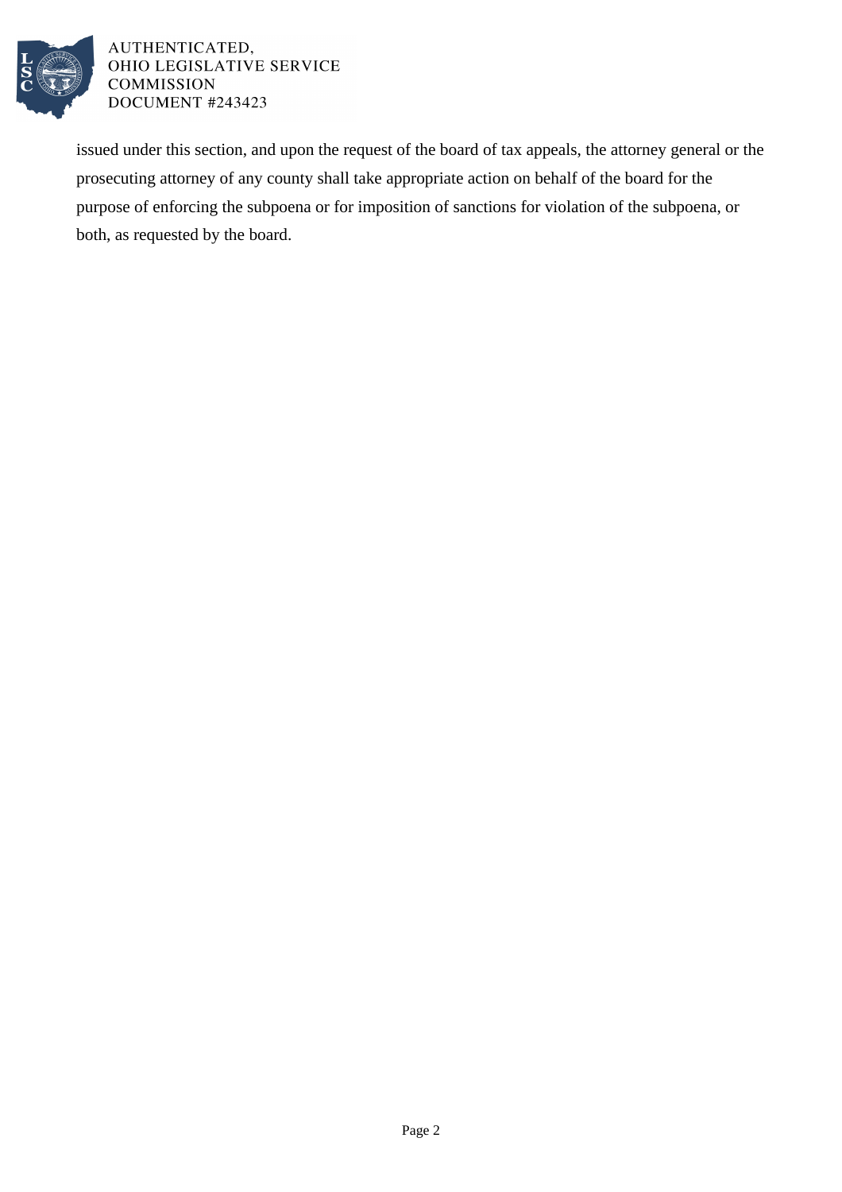issued under this section, and upon the request of the board of tax appeals, the attorney general or the prosecuting attorney of any county shall take appropriate action on behalf of the board for the purpose of enforcing the subpoena or for imposition of sanctions for violation of the subpoena, or both, as requested by the board.